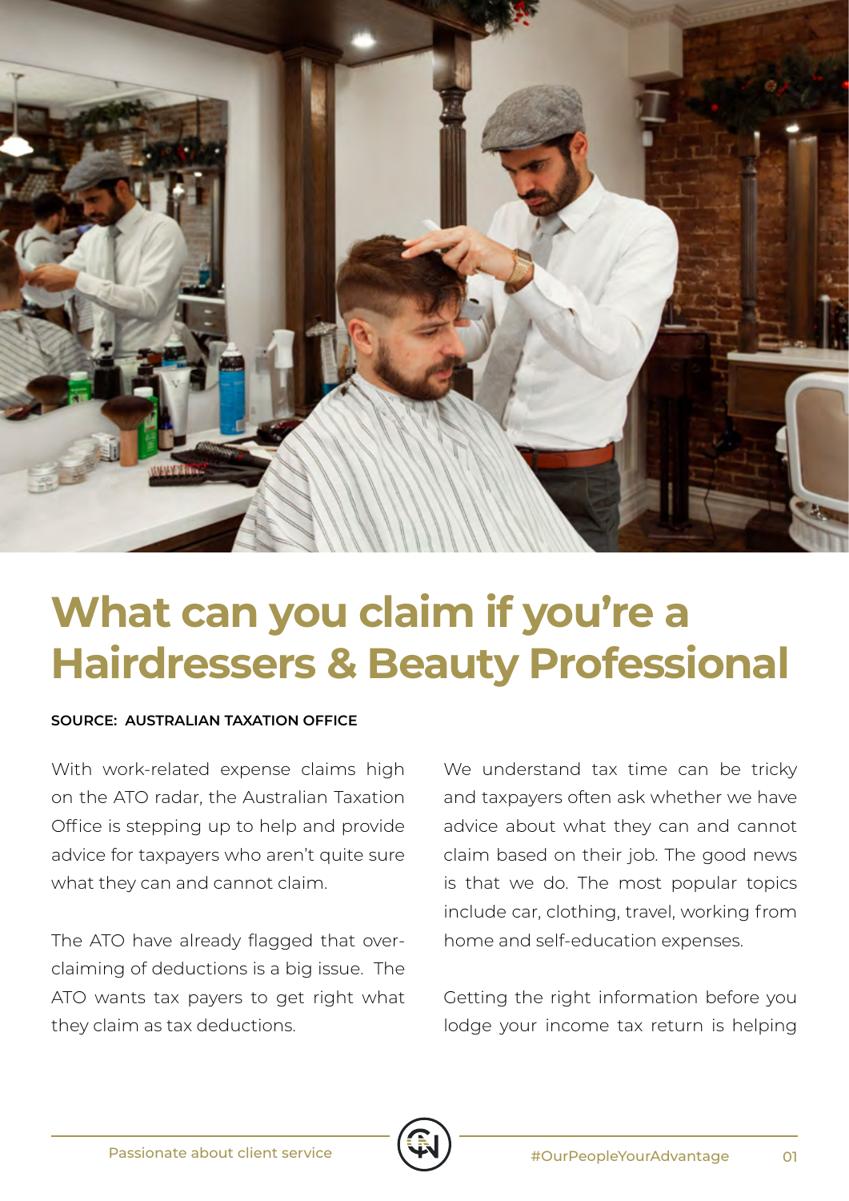# What can you claim if you're a Hairdressers & Beauty Professional

**SOURCE: AUSTRALIAN TAXATION OFFICE**

With work-related expense claims high on the ATO radar, the Australian Taxation Office is stepping up to help and provide advice for taxpayers who aren't quite sure what they can and cannot claim.

The ATO have already flagged that over-claiming of deductions is a big issue. The ATO wants tax payers to get right what they claim as tax deductions.

We understand tax time can be tricky and taxpayers often ask whether we have advice about what they can and cannot claim based on their job. The good news is that we do. The most popular topics include car, clothing, travel, working from home and self-education expenses.

Getting the right information before you lodge your income tax return is helping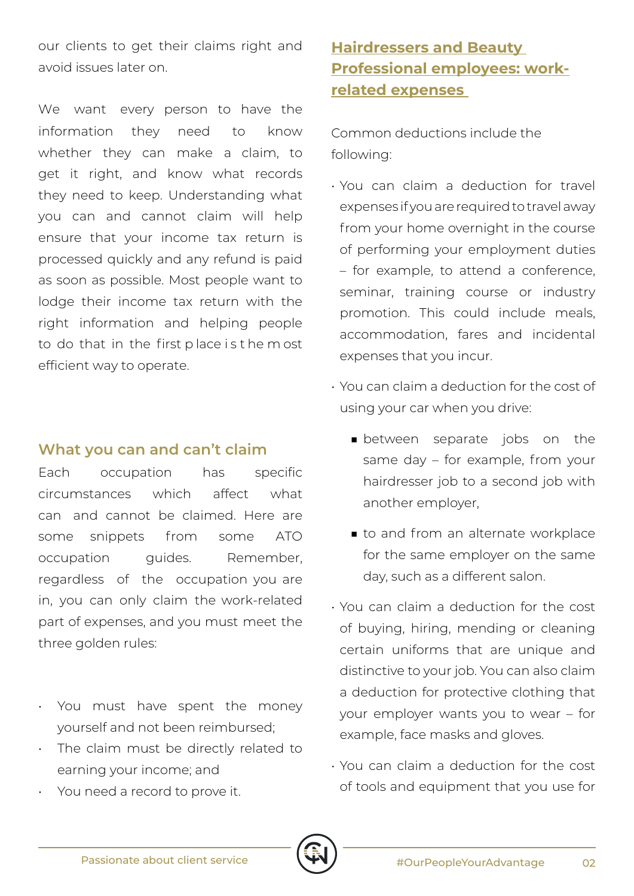our clients to get their claims right and avoid issues later on.

We want every person to have the information they need to know whether they can make a claim, to get it right, and know what records they need to keep. Understanding what you can and cannot claim will help ensure that your income tax return is processed quickly and any refund is paid as soon as possible. Most people want to lodge their income tax return with the right information and helping people to do that in the first place is the most efficient way to operate.

## What you can and can't claim

Each occupation has specific circumstances which affect what can and cannot be claimed. Here are some snippets from some ATO occupation guides. Remember, regardless of the occupation you are in, you can only claim the work-related part of expenses, and you must meet the three golden rules:

- You must have spent the money yourself and not been reimbursed;
- The claim must be directly related to earning your income; and
- You need a record to prove it.

## Hairdressers and Beauty Professional employees: work-related expenses

Common deductions include the following:

- You can claim a deduction for travel expenses if you are required to travel away from your home overnight in the course of performing your employment duties – for example, to attend a conference, seminar, training course or industry promotion. This could include meals, accommodation, fares and incidental expenses that you incur.
- You can claim a deduction for the cost of using your car when you drive:
  - between separate jobs on the same day – for example, from your hairdresser job to a second job with another employer,
  - to and from an alternate workplace for the same employer on the same day, such as a different salon.
- You can claim a deduction for the cost of buying, hiring, mending or cleaning certain uniforms that are unique and distinctive to your job. You can also claim a deduction for protective clothing that your employer wants you to wear – for example, face masks and gloves.
- You can claim a deduction for the cost of tools and equipment that you use for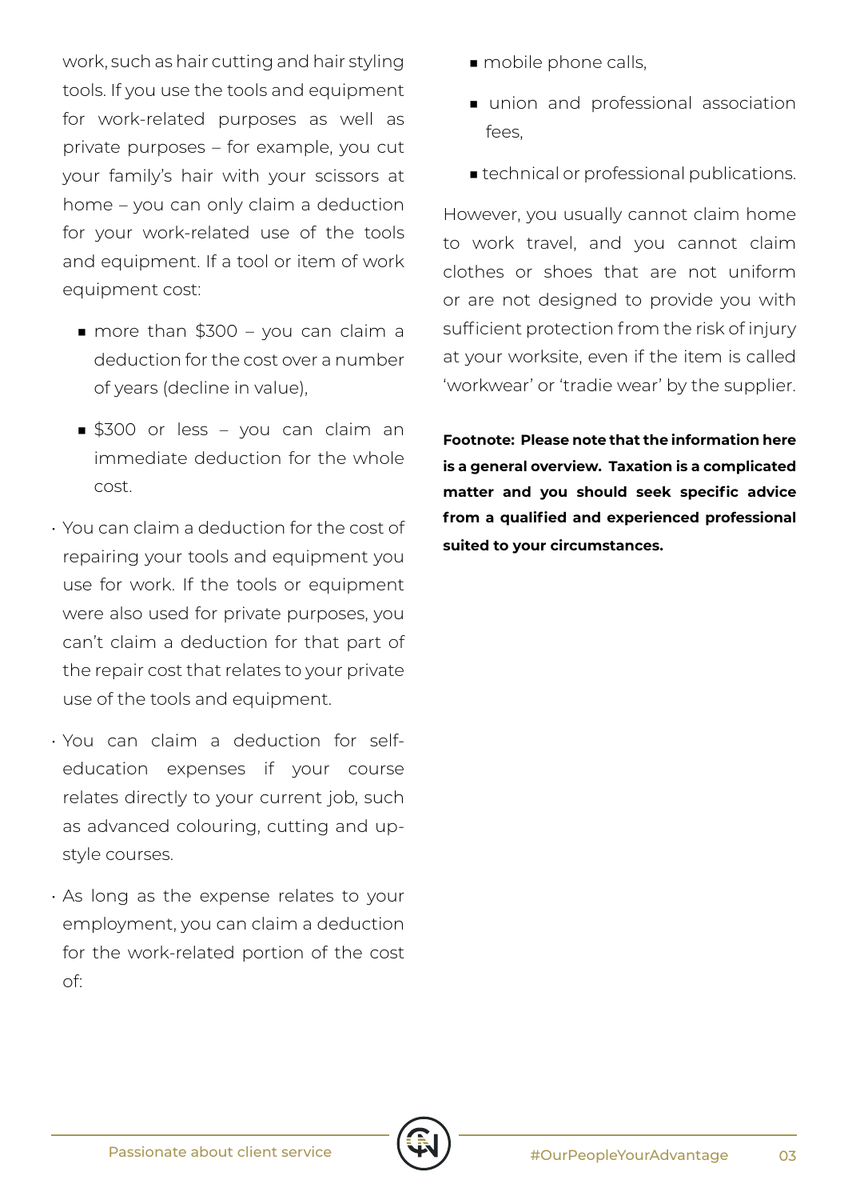work, such as hair cutting and hair styling tools. If you use the tools and equipment for work-related purposes as well as private purposes – for example, you cut your family's hair with your scissors at home – you can only claim a deduction for your work-related use of the tools and equipment. If a tool or item of work equipment cost:

- more than $300 – you can claim a deduction for the cost over a number of years (decline in value),
- $300 or less – you can claim an immediate deduction for the whole cost.

· You can claim a deduction for the cost of repairing your tools and equipment you use for work. If the tools or equipment were also used for private purposes, you can't claim a deduction for that part of the repair cost that relates to your private use of the tools and equipment.

· You can claim a deduction for self-education expenses if your course relates directly to your current job, such as advanced colouring, cutting and up-style courses.

· As long as the expense relates to your employment, you can claim a deduction for the work-related portion of the cost of:

- mobile phone calls,
- union and professional association fees,
- technical or professional publications.

However, you usually cannot claim home to work travel, and you cannot claim clothes or shoes that are not uniform or are not designed to provide you with sufficient protection from the risk of injury at your worksite, even if the item is called 'workwear' or 'tradie wear' by the supplier.

**Footnote: Please note that the information here is a general overview. Taxation is a complicated matter and you should seek specific advice from a qualified and experienced professional suited to your circumstances.**